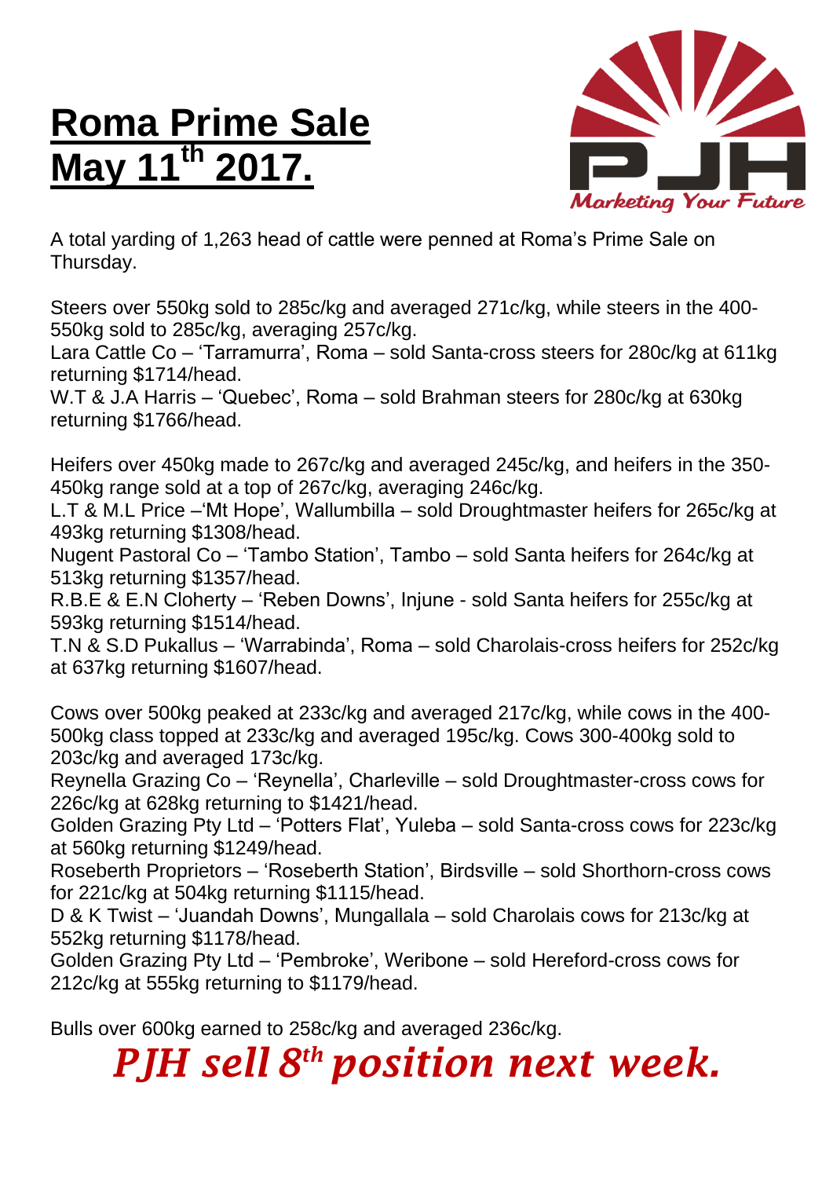# Roma Prime Sale May 11th 2017.

PJH

*Marketing Your Future*

A total yarding of 1,263 head of cattle were penned at Roma's Prime Sale on Thursday.

Steers over 550kg sold to 285c/kg and averaged 271c/kg, while steers in the 400-550kg sold to 285c/kg, averaging 257c/kg.
Lara Cattle Co – 'Tarramurra', Roma – sold Santa-cross steers for 280c/kg at 611kg returning $1714/head.
W.T & J.A Harris – 'Quebec', Roma – sold Brahman steers for 280c/kg at 630kg returning $1766/head.

Heifers over 450kg made to 267c/kg and averaged 245c/kg, and heifers in the 350-450kg range sold at a top of 267c/kg, averaging 246c/kg.
L.T & M.L Price –'Mt Hope', Wallumbilla – sold Droughtmaster heifers for 265c/kg at 493kg returning $1308/head.
Nugent Pastoral Co – 'Tambo Station', Tambo – sold Santa heifers for 264c/kg at 513kg returning $1357/head.
R.B.E & E.N Cloherty – 'Reben Downs', Injune - sold Santa heifers for 255c/kg at 593kg returning $1514/head.
T.N & S.D Pukallus – 'Warrabinda', Roma – sold Charolais-cross heifers for 252c/kg at 637kg returning $1607/head.

Cows over 500kg peaked at 233c/kg and averaged 217c/kg, while cows in the 400-500kg class topped at 233c/kg and averaged 195c/kg. Cows 300-400kg sold to 203c/kg and averaged 173c/kg.
Reynella Grazing Co – 'Reynella', Charleville – sold Droughtmaster-cross cows for 226c/kg at 628kg returning to $1421/head.
Golden Grazing Pty Ltd – 'Potters Flat', Yuleba – sold Santa-cross cows for 223c/kg at 560kg returning $1249/head.
Roseberth Proprietors – 'Roseberth Station', Birdsville – sold Shorthorn-cross cows for 221c/kg at 504kg returning $1115/head.
D & K Twist – 'Juandah Downs', Mungallala – sold Charolais cows for 213c/kg at 552kg returning $1178/head.
Golden Grazing Pty Ltd – 'Pembroke', Weribone – sold Hereford-cross cows for 212c/kg at 555kg returning to $1179/head.

Bulls over 600kg earned to 258c/kg and averaged 236c/kg.

***PJH sell 8th position next week.***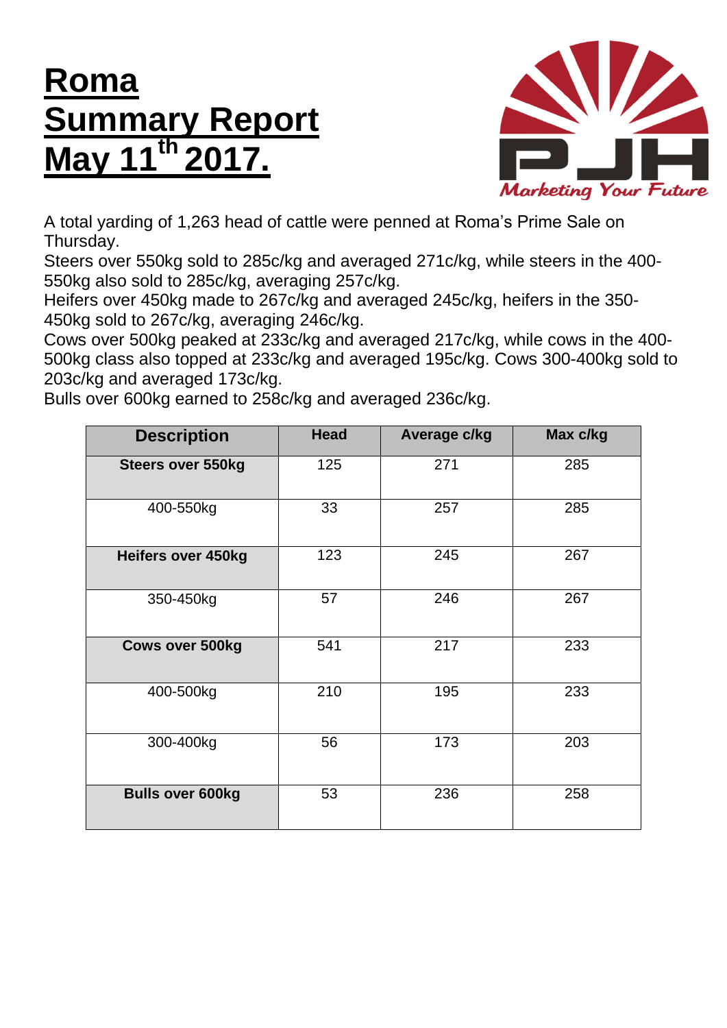# Roma
# Summary Report
# May 11th 2017.

PJH
*Marketing Your Future*

A total yarding of 1,263 head of cattle were penned at Roma's Prime Sale on Thursday.

Steers over 550kg sold to 285c/kg and averaged 271c/kg, while steers in the 400-550kg also sold to 285c/kg, averaging 257c/kg.

Heifers over 450kg made to 267c/kg and averaged 245c/kg, heifers in the 350-450kg sold to 267c/kg, averaging 246c/kg.

Cows over 500kg peaked at 233c/kg and averaged 217c/kg, while cows in the 400-500kg class also topped at 233c/kg and averaged 195c/kg. Cows 300-400kg sold to 203c/kg and averaged 173c/kg.

Bulls over 600kg earned to 258c/kg and averaged 236c/kg.

| Description | Head | Average c/kg | Max c/kg |
|---|---|---|---|
| **Steers over 550kg** | 125 | 271 | 285 |
| 400-550kg | 33 | 257 | 285 |
| **Heifers over 450kg** | 123 | 245 | 267 |
| 350-450kg | 57 | 246 | 267 |
| **Cows over 500kg** | 541 | 217 | 233 |
| 400-500kg | 210 | 195 | 233 |
| 300-400kg | 56 | 173 | 203 |
| **Bulls over 600kg** | 53 | 236 | 258 |